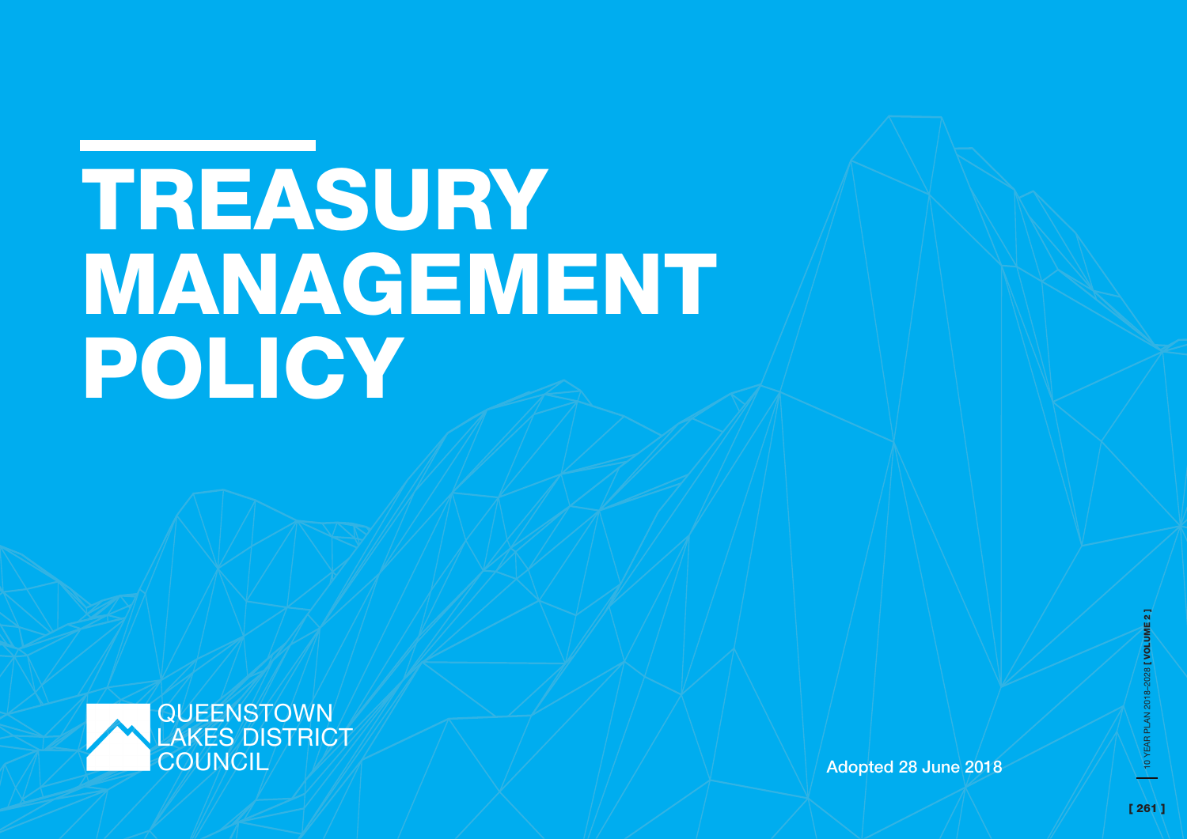# TREASURY MANAGEMENT POLICY

QUEENSTOWN LAKES DISTRICT COUNCIL

Adopted 28 June 2018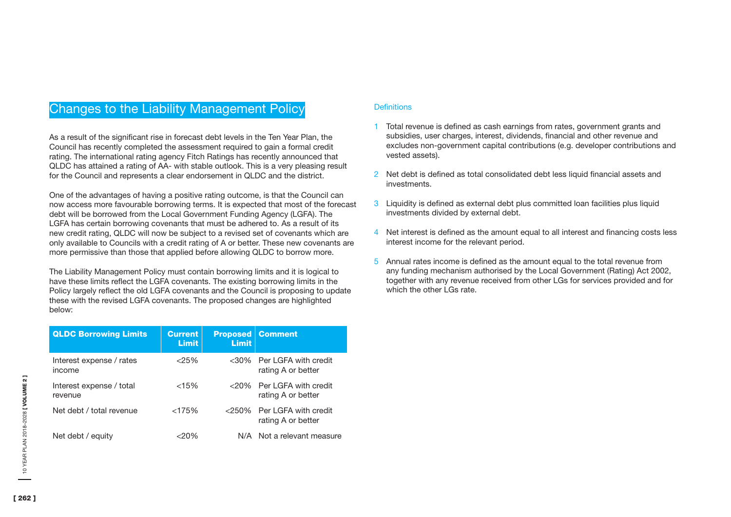## Changes to the Liability Management Policy

As a result of the significant rise in forecast debt levels in the Ten Year Plan, the Council has recently completed the assessment required to gain a formal credit rating. The international rating agency Fitch Ratings has recently announced that QLDC has attained a rating of AA- with stable outlook. This is a very pleasing result for the Council and represents a clear endorsement in QLDC and the district.

One of the advantages of having a positive rating outcome, is that the Council can now access more favourable borrowing terms. It is expected that most of the forecast debt will be borrowed from the Local Government Funding Agency (LGFA). The LGFA has certain borrowing covenants that must be adhered to. As a result of its new credit rating, QLDC will now be subject to a revised set of covenants which are only available to Councils with a credit rating of A or better. These new covenants are more permissive than those that applied before allowing QLDC to borrow more.

The Liability Management Policy must contain borrowing limits and it is logical to have these limits reflect the LGFA covenants. The existing borrowing limits in the Policy largely reflect the old LGFA covenants and the Council is proposing to update these with the revised LGFA covenants. The proposed changes are highlighted below:

| QLDC Borrowing Limits | Current Limit | Proposed Limit | Comment |
|---|---|---|---|
| Interest expense / rates income | <25% | <30% | Per LGFA with credit rating A or better |
| Interest expense / total revenue | <15% | <20% | Per LGFA with credit rating A or better |
| Net debt / total revenue | <175% | <250% | Per LGFA with credit rating A or better |
| Net debt / equity | <20% | N/A | Not a relevant measure |

### Definitions

1. Total revenue is defined as cash earnings from rates, government grants and subsidies, user charges, interest, dividends, financial and other revenue and excludes non-government capital contributions (e.g. developer contributions and vested assets).
2. Net debt is defined as total consolidated debt less liquid financial assets and investments.
3. Liquidity is defined as external debt plus committed loan facilities plus liquid investments divided by external debt.
4. Net interest is defined as the amount equal to all interest and financing costs less interest income for the relevant period.
5. Annual rates income is defined as the amount equal to the total revenue from any funding mechanism authorised by the Local Government (Rating) Act 2002, together with any revenue received from other LGs for services provided and for which the other LGs rate.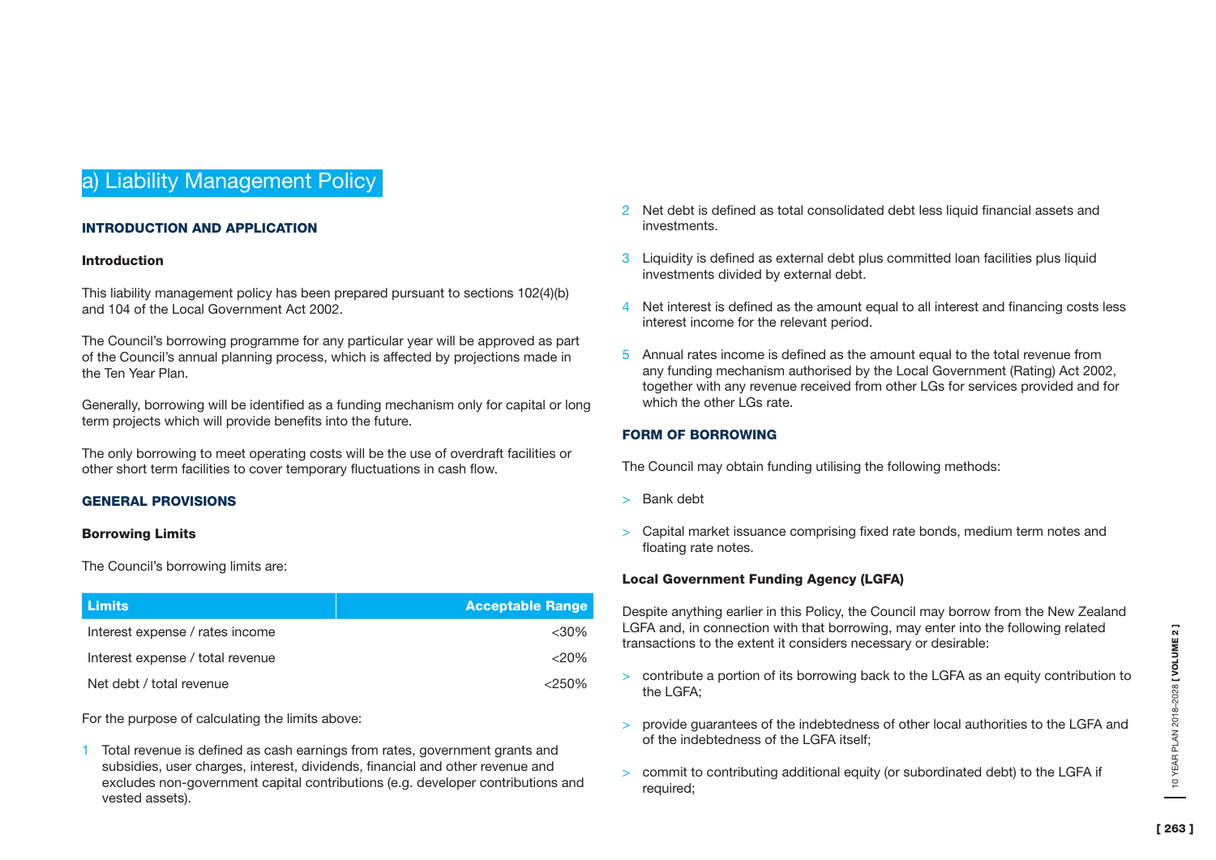# a) Liability Management Policy

## INTRODUCTION AND APPLICATION

### Introduction

This liability management policy has been prepared pursuant to sections 102(4)(b) and 104 of the Local Government Act 2002.

The Council's borrowing programme for any particular year will be approved as part of the Council's annual planning process, which is affected by projections made in the Ten Year Plan.

Generally, borrowing will be identified as a funding mechanism only for capital or long term projects which will provide benefits into the future.

The only borrowing to meet operating costs will be the use of overdraft facilities or other short term facilities to cover temporary fluctuations in cash flow.

## GENERAL PROVISIONS

### Borrowing Limits

The Council's borrowing limits are:

| Limits | Acceptable Range |
|---|---|
| Interest expense / rates income | <30% |
| Interest expense / total revenue | <20% |
| Net debt / total revenue | <250% |

For the purpose of calculating the limits above:

1. Total revenue is defined as cash earnings from rates, government grants and subsidies, user charges, interest, dividends, financial and other revenue and excludes non-government capital contributions (e.g. developer contributions and vested assets).
2. Net debt is defined as total consolidated debt less liquid financial assets and investments.
3. Liquidity is defined as external debt plus committed loan facilities plus liquid investments divided by external debt.
4. Net interest is defined as the amount equal to all interest and financing costs less interest income for the relevant period.
5. Annual rates income is defined as the amount equal to the total revenue from any funding mechanism authorised by the Local Government (Rating) Act 2002, together with any revenue received from other LGs for services provided and for which the other LGs rate.

## FORM OF BORROWING

The Council may obtain funding utilising the following methods:

- Bank debt
- Capital market issuance comprising fixed rate bonds, medium term notes and floating rate notes.

### Local Government Funding Agency (LGFA)

Despite anything earlier in this Policy, the Council may borrow from the New Zealand LGFA and, in connection with that borrowing, may enter into the following related transactions to the extent it considers necessary or desirable:

- contribute a portion of its borrowing back to the LGFA as an equity contribution to the LGFA;
- provide guarantees of the indebtedness of other local authorities to the LGFA and of the indebtedness of the LGFA itself;
- commit to contributing additional equity (or subordinated debt) to the LGFA if required;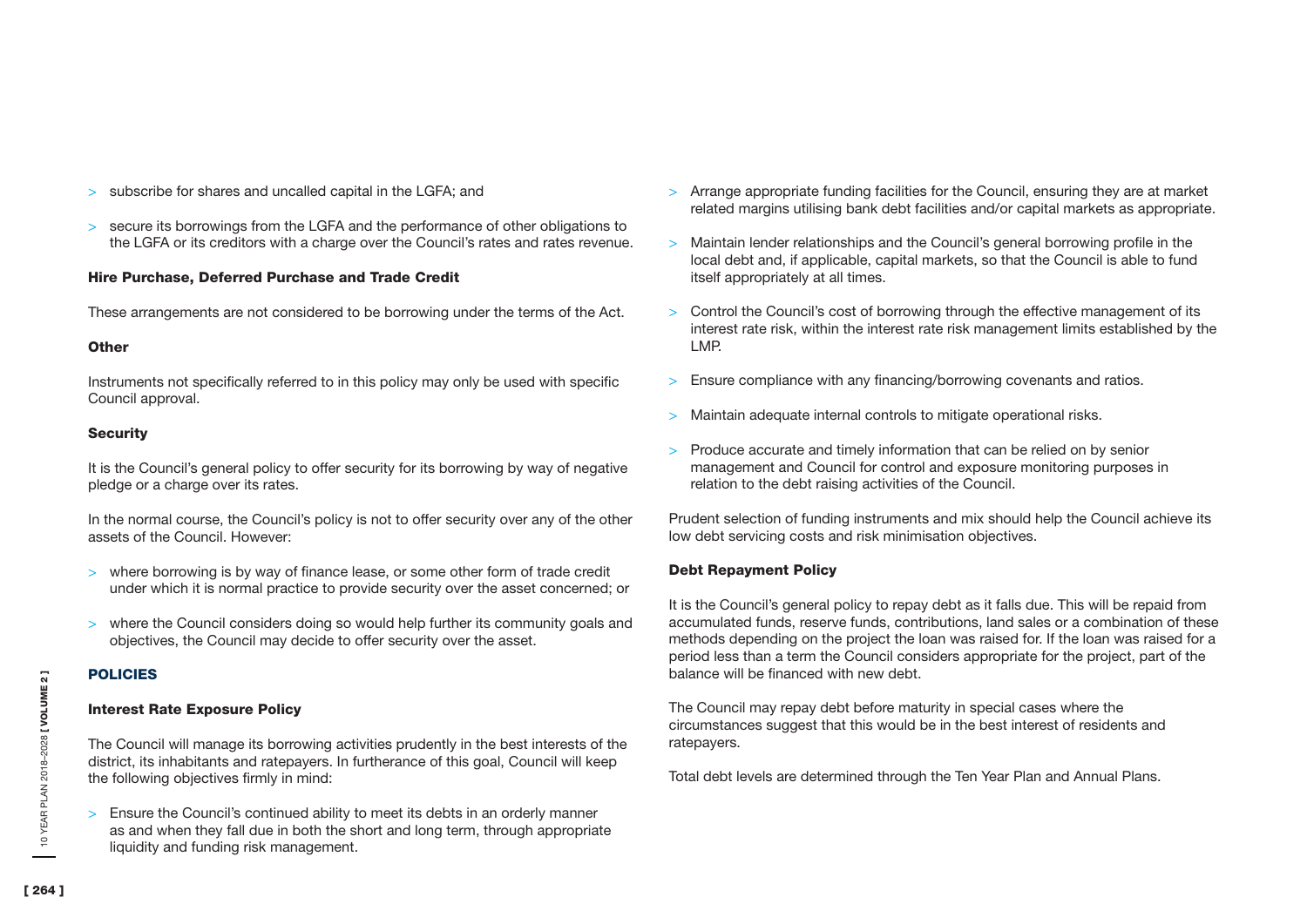- subscribe for shares and uncalled capital in the LGFA; and
- secure its borrowings from the LGFA and the performance of other obligations to the LGFA or its creditors with a charge over the Council's rates and rates revenue.

**Hire Purchase, Deferred Purchase and Trade Credit**

These arrangements are not considered to be borrowing under the terms of the Act.

**Other**

Instruments not specifically referred to in this policy may only be used with specific Council approval.

**Security**

It is the Council's general policy to offer security for its borrowing by way of negative pledge or a charge over its rates.

In the normal course, the Council's policy is not to offer security over any of the other assets of the Council. However:

- where borrowing is by way of finance lease, or some other form of trade credit under which it is normal practice to provide security over the asset concerned; or
- where the Council considers doing so would help further its community goals and objectives, the Council may decide to offer security over the asset.

## POLICIES

**Interest Rate Exposure Policy**

The Council will manage its borrowing activities prudently in the best interests of the district, its inhabitants and ratepayers. In furtherance of this goal, Council will keep the following objectives firmly in mind:

- Ensure the Council's continued ability to meet its debts in an orderly manner as and when they fall due in both the short and long term, through appropriate liquidity and funding risk management.
- Arrange appropriate funding facilities for the Council, ensuring they are at market related margins utilising bank debt facilities and/or capital markets as appropriate.
- Maintain lender relationships and the Council's general borrowing profile in the local debt and, if applicable, capital markets, so that the Council is able to fund itself appropriately at all times.
- Control the Council's cost of borrowing through the effective management of its interest rate risk, within the interest rate risk management limits established by the LMP.
- Ensure compliance with any financing/borrowing covenants and ratios.
- Maintain adequate internal controls to mitigate operational risks.
- Produce accurate and timely information that can be relied on by senior management and Council for control and exposure monitoring purposes in relation to the debt raising activities of the Council.

Prudent selection of funding instruments and mix should help the Council achieve its low debt servicing costs and risk minimisation objectives.

**Debt Repayment Policy**

It is the Council's general policy to repay debt as it falls due. This will be repaid from accumulated funds, reserve funds, contributions, land sales or a combination of these methods depending on the project the loan was raised for. If the loan was raised for a period less than a term the Council considers appropriate for the project, part of the balance will be financed with new debt.

The Council may repay debt before maturity in special cases where the circumstances suggest that this would be in the best interest of residents and ratepayers.

Total debt levels are determined through the Ten Year Plan and Annual Plans.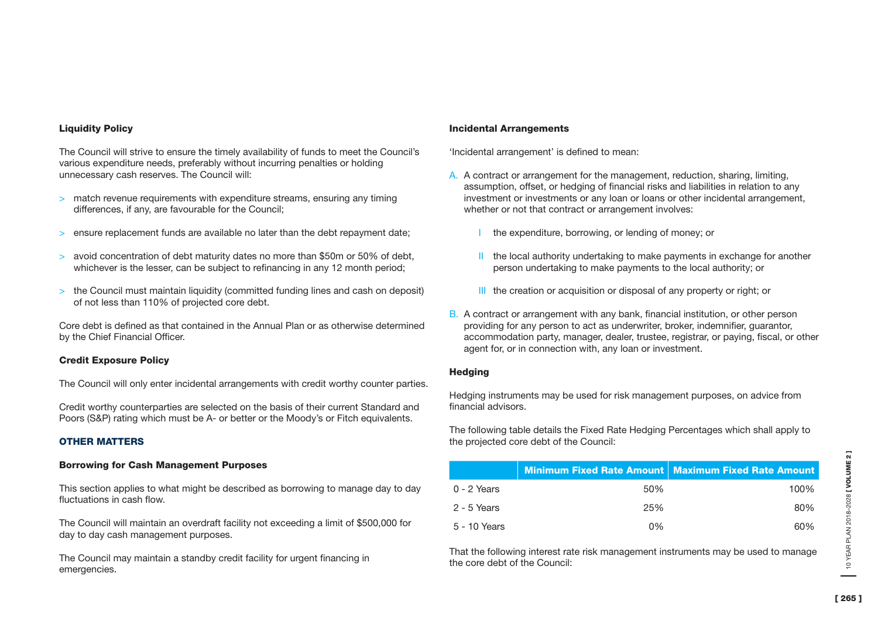### Liquidity Policy

The Council will strive to ensure the timely availability of funds to meet the Council's various expenditure needs, preferably without incurring penalties or holding unnecessary cash reserves. The Council will:

- match revenue requirements with expenditure streams, ensuring any timing differences, if any, are favourable for the Council;
- ensure replacement funds are available no later than the debt repayment date;
- avoid concentration of debt maturity dates no more than $50m or 50% of debt, whichever is the lesser, can be subject to refinancing in any 12 month period;
- the Council must maintain liquidity (committed funding lines and cash on deposit) of not less than 110% of projected core debt.

Core debt is defined as that contained in the Annual Plan or as otherwise determined by the Chief Financial Officer.

### Credit Exposure Policy

The Council will only enter incidental arrangements with credit worthy counter parties.

Credit worthy counterparties are selected on the basis of their current Standard and Poors (S&P) rating which must be A- or better or the Moody's or Fitch equivalents.

## OTHER MATTERS

### Borrowing for Cash Management Purposes

This section applies to what might be described as borrowing to manage day to day fluctuations in cash flow.

The Council will maintain an overdraft facility not exceeding a limit of $500,000 for day to day cash management purposes.

The Council may maintain a standby credit facility for urgent financing in emergencies.

### Incidental Arrangements

'Incidental arrangement' is defined to mean:

A. A contract or arrangement for the management, reduction, sharing, limiting, assumption, offset, or hedging of financial risks and liabilities in relation to any investment or investments or any loan or loans or other incidental arrangement, whether or not that contract or arrangement involves:

   I the expenditure, borrowing, or lending of money; or

   II the local authority undertaking to make payments in exchange for another person undertaking to make payments to the local authority; or

   III the creation or acquisition or disposal of any property or right; or

B. A contract or arrangement with any bank, financial institution, or other person providing for any person to act as underwriter, broker, indemnifier, guarantor, accommodation party, manager, dealer, trustee, registrar, or paying, fiscal, or other agent for, or in connection with, any loan or investment.

### Hedging

Hedging instruments may be used for risk management purposes, on advice from financial advisors.

The following table details the Fixed Rate Hedging Percentages which shall apply to the projected core debt of the Council:

| | Minimum Fixed Rate Amount | Maximum Fixed Rate Amount |
|---|---|---|
| 0 - 2 Years | 50% | 100% |
| 2 - 5 Years | 25% | 80% |
| 5 - 10 Years | 0% | 60% |

That the following interest rate risk management instruments may be used to manage the core debt of the Council: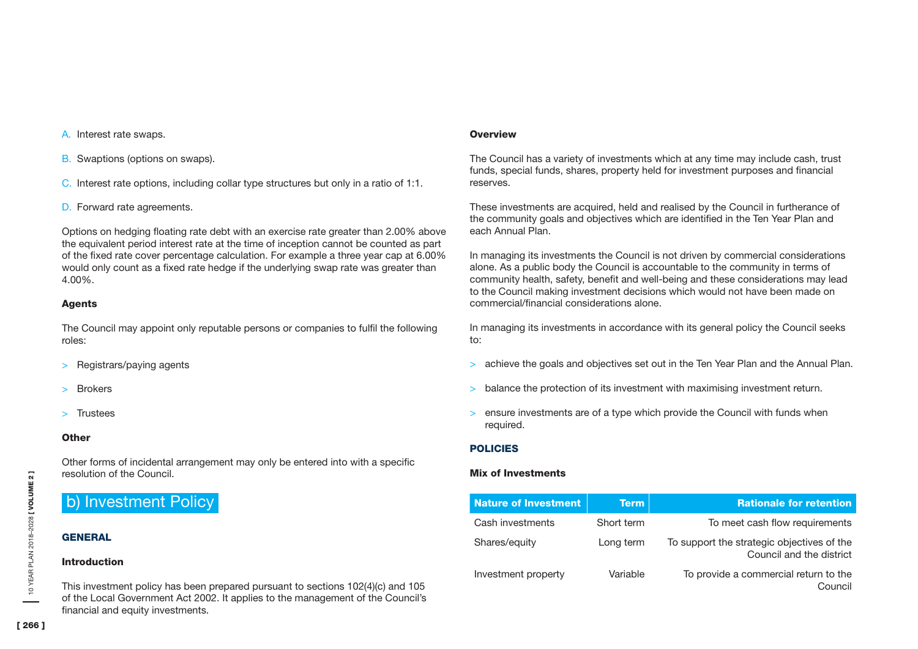A. Interest rate swaps.

B. Swaptions (options on swaps).

C. Interest rate options, including collar type structures but only in a ratio of 1:1.

D. Forward rate agreements.

Options on hedging floating rate debt with an exercise rate greater than 2.00% above the equivalent period interest rate at the time of inception cannot be counted as part of the fixed rate cover percentage calculation. For example a three year cap at 6.00% would only count as a fixed rate hedge if the underlying swap rate was greater than 4.00%.

**Agents**

The Council may appoint only reputable persons or companies to fulfil the following roles:

- Registrars/paying agents
- Brokers
- Trustees

**Other**

Other forms of incidental arrangement may only be entered into with a specific resolution of the Council.

## b) Investment Policy

### GENERAL

**Introduction**

This investment policy has been prepared pursuant to sections 102(4)(c) and 105 of the Local Government Act 2002. It applies to the management of the Council's financial and equity investments.

**Overview**

The Council has a variety of investments which at any time may include cash, trust funds, special funds, shares, property held for investment purposes and financial reserves.

These investments are acquired, held and realised by the Council in furtherance of the community goals and objectives which are identified in the Ten Year Plan and each Annual Plan.

In managing its investments the Council is not driven by commercial considerations alone. As a public body the Council is accountable to the community in terms of community health, safety, benefit and well-being and these considerations may lead to the Council making investment decisions which would not have been made on commercial/financial considerations alone.

In managing its investments in accordance with its general policy the Council seeks to:

- achieve the goals and objectives set out in the Ten Year Plan and the Annual Plan.
- balance the protection of its investment with maximising investment return.
- ensure investments are of a type which provide the Council with funds when required.

### POLICIES

**Mix of Investments**

| Nature of Investment | Term | Rationale for retention |
|---|---|---|
| Cash investments | Short term | To meet cash flow requirements |
| Shares/equity | Long term | To support the strategic objectives of the Council and the district |
| Investment property | Variable | To provide a commercial return to the Council |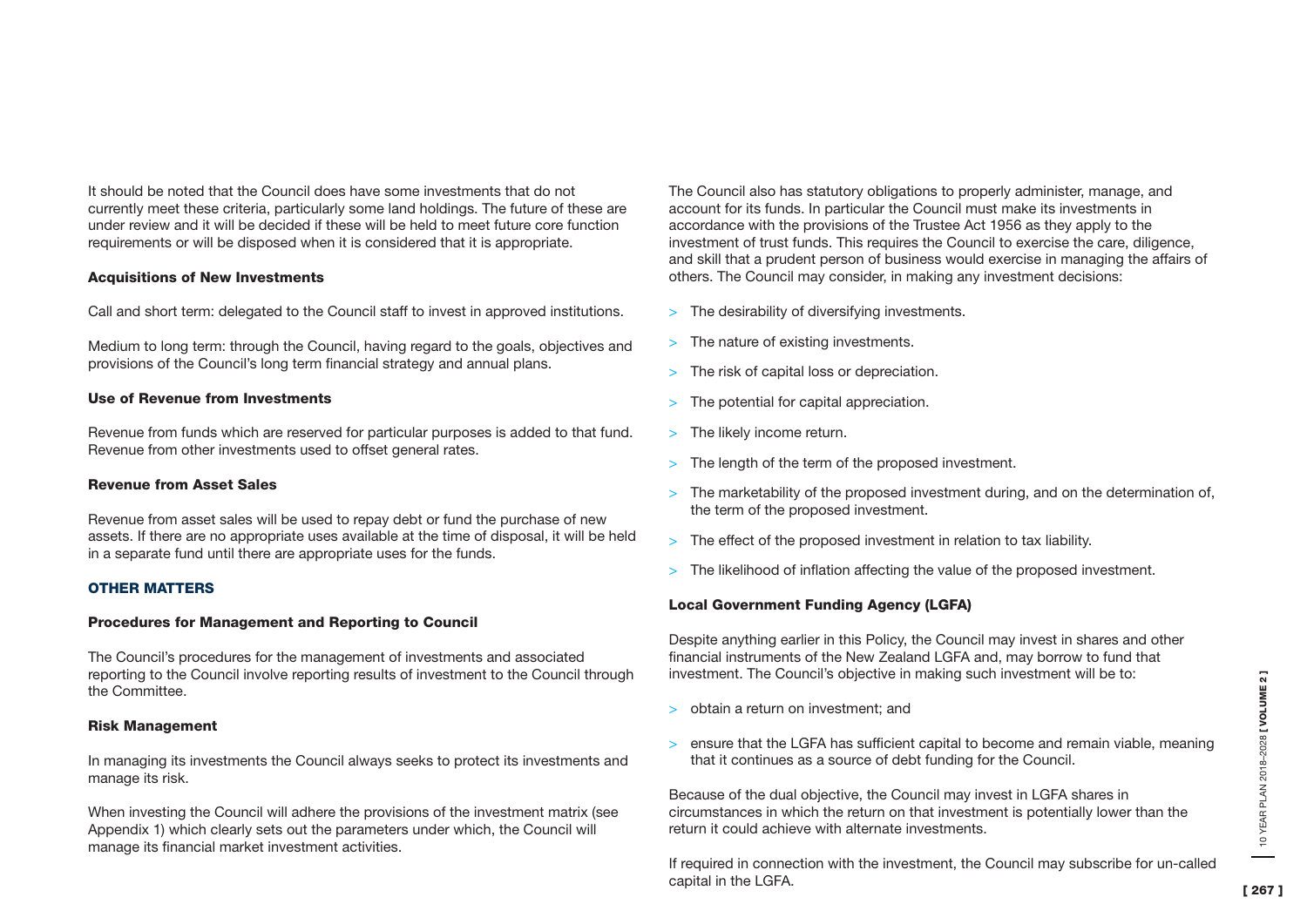It should be noted that the Council does have some investments that do not currently meet these criteria, particularly some land holdings. The future of these are under review and it will be decided if these will be held to meet future core function requirements or will be disposed when it is considered that it is appropriate.

### Acquisitions of New Investments

Call and short term: delegated to the Council staff to invest in approved institutions.

Medium to long term: through the Council, having regard to the goals, objectives and provisions of the Council's long term financial strategy and annual plans.

### Use of Revenue from Investments

Revenue from funds which are reserved for particular purposes is added to that fund. Revenue from other investments used to offset general rates.

### Revenue from Asset Sales

Revenue from asset sales will be used to repay debt or fund the purchase of new assets. If there are no appropriate uses available at the time of disposal, it will be held in a separate fund until there are appropriate uses for the funds.

## OTHER MATTERS

### Procedures for Management and Reporting to Council

The Council's procedures for the management of investments and associated reporting to the Council involve reporting results of investment to the Council through the Committee.

### Risk Management

In managing its investments the Council always seeks to protect its investments and manage its risk.

When investing the Council will adhere the provisions of the investment matrix (see Appendix 1) which clearly sets out the parameters under which, the Council will manage its financial market investment activities.

The Council also has statutory obligations to properly administer, manage, and account for its funds. In particular the Council must make its investments in accordance with the provisions of the Trustee Act 1956 as they apply to the investment of trust funds. This requires the Council to exercise the care, diligence, and skill that a prudent person of business would exercise in managing the affairs of others. The Council may consider, in making any investment decisions:

- The desirability of diversifying investments.
- The nature of existing investments.
- The risk of capital loss or depreciation.
- The potential for capital appreciation.
- The likely income return.
- The length of the term of the proposed investment.
- The marketability of the proposed investment during, and on the determination of, the term of the proposed investment.
- The effect of the proposed investment in relation to tax liability.
- The likelihood of inflation affecting the value of the proposed investment.

### Local Government Funding Agency (LGFA)

Despite anything earlier in this Policy, the Council may invest in shares and other financial instruments of the New Zealand LGFA and, may borrow to fund that investment. The Council's objective in making such investment will be to:

- obtain a return on investment; and
- ensure that the LGFA has sufficient capital to become and remain viable, meaning that it continues as a source of debt funding for the Council.

Because of the dual objective, the Council may invest in LGFA shares in circumstances in which the return on that investment is potentially lower than the return it could achieve with alternate investments.

If required in connection with the investment, the Council may subscribe for un-called capital in the LGFA.